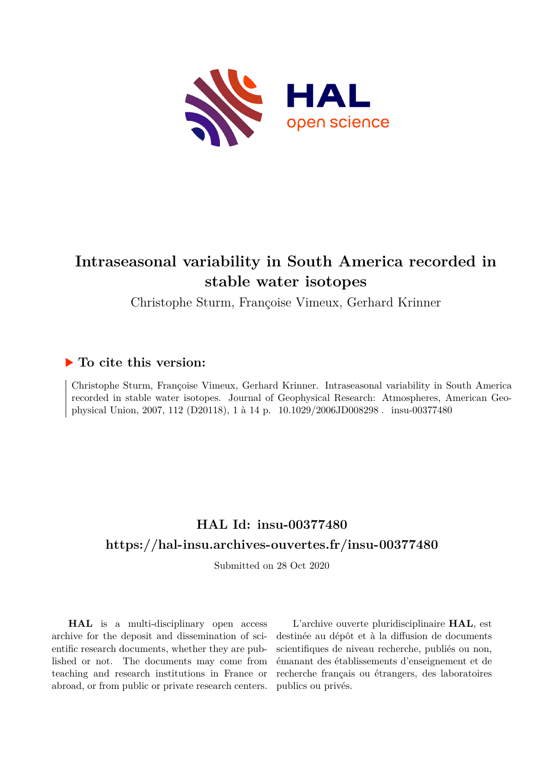# Intraseasonal variability in South America recorded in stable water isotopes

Christophe Sturm, Françoise Vimeux, Gerhard Krinner

## ▶ To cite this version:

Christophe Sturm, Françoise Vimeux, Gerhard Krinner. Intraseasonal variability in South America recorded in stable water isotopes. Journal of Geophysical Research: Atmospheres, American Geophysical Union, 2007, 112 (D20118), 1 à 14 p. 10.1029/2006JD008298. insu-00377480

## HAL Id: insu-00377480

## https://hal-insu.archives-ouvertes.fr/insu-00377480

Submitted on 28 Oct 2020

**HAL** is a multi-disciplinary open access archive for the deposit and dissemination of scientific research documents, whether they are published or not. The documents may come from teaching and research institutions in France or abroad, or from public or private research centers.

L'archive ouverte pluridisciplinaire **HAL**, est destinée au dépôt et à la diffusion de documents scientifiques de niveau recherche, publiés ou non, émanant des établissements d'enseignement et de recherche français ou étrangers, des laboratoires publics ou privés.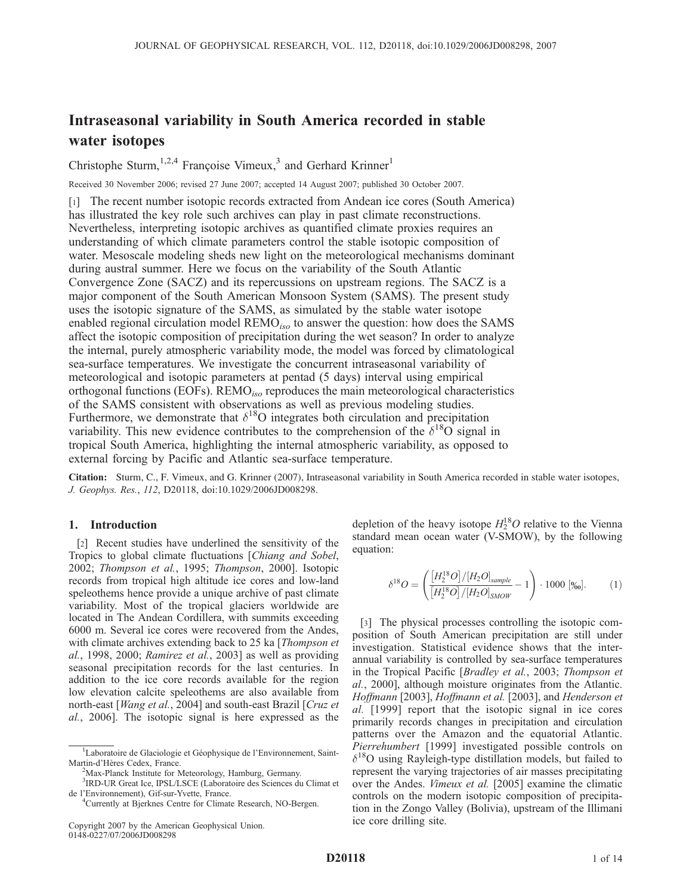# Intraseasonal variability in South America recorded in stable water isotopes

Christophe Sturm,[1,2,4] Françoise Vimeux,[3] and Gerhard Krinner[1]

Received 30 November 2006; revised 27 June 2007; accepted 14 August 2007; published 30 October 2007.

[1] The recent number isotopic records extracted from Andean ice cores (South America) has illustrated the key role such archives can play in past climate reconstructions. Nevertheless, interpreting isotopic archives as quantified climate proxies requires an understanding of which climate parameters control the stable isotopic composition of water. Mesoscale modeling sheds new light on the meteorological mechanisms dominant during austral summer. Here we focus on the variability of the South Atlantic Convergence Zone (SACZ) and its repercussions on upstream regions. The SACZ is a major component of the South American Monsoon System (SAMS). The present study uses the isotopic signature of the SAMS, as simulated by the stable water isotope enabled regional circulation model REMO$_{iso}$ to answer the question: how does the SAMS affect the isotopic composition of precipitation during the wet season? In order to analyze the internal, purely atmospheric variability mode, the model was forced by climatological sea-surface temperatures. We investigate the concurrent intraseasonal variability of meteorological and isotopic parameters at pentad (5 days) interval using empirical orthogonal functions (EOFs). REMO$_{iso}$ reproduces the main meteorological characteristics of the SAMS consistent with observations as well as previous modeling studies. Furthermore, we demonstrate that $\delta^{18}O$ integrates both circulation and precipitation variability. This new evidence contributes to the comprehension of the $\delta^{18}O$ signal in tropical South America, highlighting the internal atmospheric variability, as opposed to external forcing by Pacific and Atlantic sea-surface temperature.

**Citation:** Sturm, C., F. Vimeux, and G. Krinner (2007), Intraseasonal variability in South America recorded in stable water isotopes, *J. Geophys. Res.*, *112*, D20118, doi:10.1029/2006JD008298.

## 1. Introduction

[2] Recent studies have underlined the sensitivity of the Tropics to global climate fluctuations [*Chiang and Sobel*, 2002; *Thompson et al.*, 1995; *Thompson*, 2000]. Isotopic records from tropical high altitude ice cores and low-land speleothems hence provide a unique archive of past climate variability. Most of the tropical glaciers worldwide are located in The Andean Cordillera, with summits exceeding 6000 m. Several ice cores were recovered from the Andes, with climate archives extending back to 25 ka [*Thompson et al.*, 1998, 2000; *Ramirez et al.*, 2003] as well as providing seasonal precipitation records for the last centuries. In addition to the ice core records available for the region low elevation calcite speleothems are also available from north-east [*Wang et al.*, 2004] and south-east Brazil [*Cruz et al.*, 2006]. The isotopic signal is here expressed as the depletion of the heavy isotope $H_2^{18}O$ relative to the Vienna standard mean ocean water (V-SMOW), by the following equation:

$$\delta^{18}O = \left( \frac{[H_2^{18}O]/[H_2O]_{sample}}{[H_2^{18}O]/[H_2O]_{SMOW}} - 1 \right) \cdot 1000 \ [‰]. \tag{1}$$

[3] The physical processes controlling the isotopic composition of South American precipitation are still under investigation. Statistical evidence shows that the inter-annual variability is controlled by sea-surface temperatures in the Tropical Pacific [*Bradley et al.*, 2003; *Thompson et al.*, 2000], although moisture originates from the Atlantic. *Hoffmann* [2003], *Hoffmann et al.* [2003], and *Henderson et al.* [1999] report that the isotopic signal in ice cores primarily records changes in precipitation and circulation patterns over the Amazon and the equatorial Atlantic. *Pierrehumbert* [1999] investigated possible controls on $\delta^{18}O$ using Rayleigh-type distillation models, but failed to represent the varying trajectories of air masses precipitating over the Andes. *Vimeux et al.* [2005] examine the climatic controls on the modern isotopic composition of precipitation in the Zongo Valley (Bolivia), upstream of the Illimani ice core drilling site.

[1] Laboratoire de Glaciologie et Géophysique de l'Environnement, Saint-Martin-d'Hères Cedex, France.

[2] Max-Planck Institute for Meteorology, Hamburg, Germany.

[3] IRD-UR Great Ice, IPSL/LSCE (Laboratoire des Sciences du Climat et de l'Environnement), Gif-sur-Yvette, France.

[4] Currently at Bjerknes Centre for Climate Research, NO-Bergen.

Copyright 2007 by the American Geophysical Union.
0148-0227/07/2006JD008298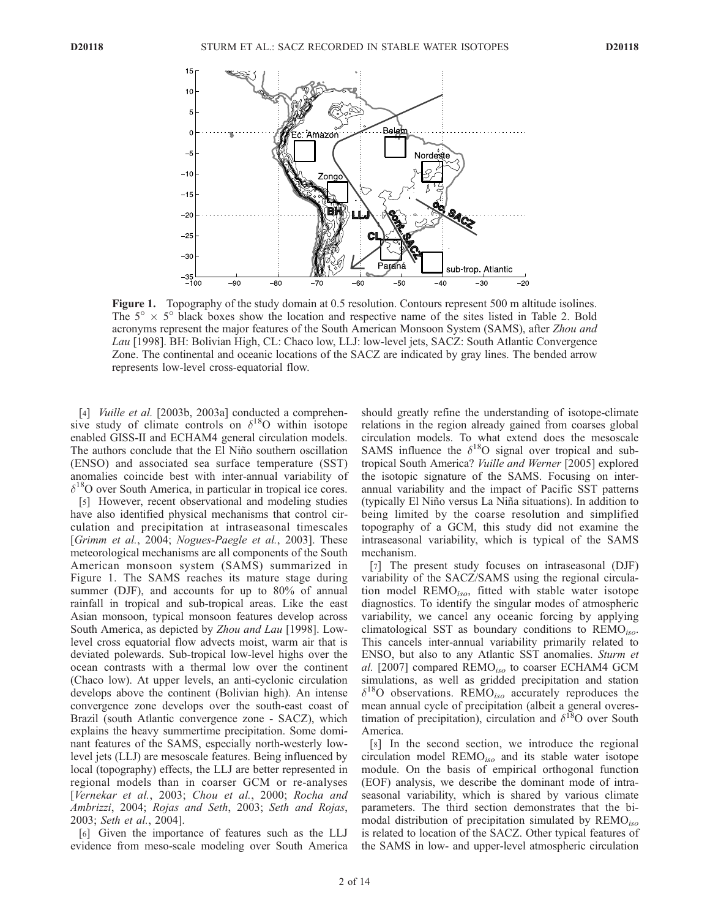**Figure 1.** Topography of the study domain at 0.5 resolution. Contours represent 500 m altitude isolines. The $5^\circ \times 5^\circ$ black boxes show the location and respective name of the sites listed in Table 2. Bold acronyms represent the major features of the South American Monsoon System (SAMS), after *Zhou and Lau* [1998]. BH: Bolivian High, CL: Chaco low, LLJ: low-level jets, SACZ: South Atlantic Convergence Zone. The continental and oceanic locations of the SACZ are indicated by gray lines. The bended arrow represents low-level cross-equatorial flow.

[4] *Vuille et al.* [2003b, 2003a] conducted a comprehensive study of climate controls on $\delta^{18}O$ within isotope enabled GISS-II and ECHAM4 general circulation models. The authors conclude that the El Niño southern oscillation (ENSO) and associated sea surface temperature (SST) anomalies coincide best with inter-annual variability of $\delta^{18}O$ over South America, in particular in tropical ice cores.

[5] However, recent observational and modeling studies have also identified physical mechanisms that control circulation and precipitation at intraseasonal timescales [*Grimm et al.*, 2004; *Nogues-Paegle et al.*, 2003]. These meteorological mechanisms are all components of the South American monsoon system (SAMS) summarized in Figure 1. The SAMS reaches its mature stage during summer (DJF), and accounts for up to 80% of annual rainfall in tropical and sub-tropical areas. Like the east Asian monsoon, typical monsoon features develop across South America, as depicted by *Zhou and Lau* [1998]. Low-level cross equatorial flow advects moist, warm air that is deviated polewards. Sub-tropical low-level highs over the ocean contrasts with a thermal low over the continent (Chaco low). At upper levels, an anti-cyclonic circulation develops above the continent (Bolivian high). An intense convergence zone develops over the south-east coast of Brazil (south Atlantic convergence zone - SACZ), which explains the heavy summertime precipitation. Some dominant features of the SAMS, especially north-westerly low-level jets (LLJ) are mesoscale features. Being influenced by local (topography) effects, the LLJ are better represented in regional models than in coarser GCM or re-analyses [*Vernekar et al.*, 2003; *Chou et al.*, 2000; *Rocha and Ambrizzi*, 2004; *Rojas and Seth*, 2003; *Seth and Rojas*, 2003; *Seth et al.*, 2004].

[6] Given the importance of features such as the LLJ evidence from meso-scale modeling over South America should greatly refine the understanding of isotope-climate relations in the region already gained from coarses global circulation models. To what extend does the mesoscale SAMS influence the $\delta^{18}O$ signal over tropical and subtropical South America? *Vuille and Werner* [2005] explored the isotopic signature of the SAMS. Focusing on inter-annual variability and the impact of Pacific SST patterns (typically El Niño versus La Niña situations). In addition to being limited by the coarse resolution and simplified topography of a GCM, this study did not examine the intraseasonal variability, which is typical of the SAMS mechanism.

[7] The present study focuses on intraseasonal (DJF) variability of the SACZ/SAMS using the regional circulation model REMO$_{iso}$, fitted with stable water isotope diagnostics. To identify the singular modes of atmospheric variability, we cancel any oceanic forcing by applying climatological SST as boundary conditions to REMO$_{iso}$. This cancels inter-annual variability primarily related to ENSO, but also to any Atlantic SST anomalies. *Sturm et al.* [2007] compared REMO$_{iso}$ to coarser ECHAM4 GCM simulations, as well as gridded precipitation and station $\delta^{18}O$ observations. REMO$_{iso}$ accurately reproduces the mean annual cycle of precipitation (albeit a general overestimation of precipitation), circulation and $\delta^{18}O$ over South America.

[8] In the second section, we introduce the regional circulation model REMO$_{iso}$ and its stable water isotope module. On the basis of empirical orthogonal function (EOF) analysis, we describe the dominant mode of intraseasonal variability, which is shared by various climate parameters. The third section demonstrates that the bimodal distribution of precipitation simulated by REMO$_{iso}$ is related to location of the SACZ. Other typical features of the SAMS in low- and upper-level atmospheric circulation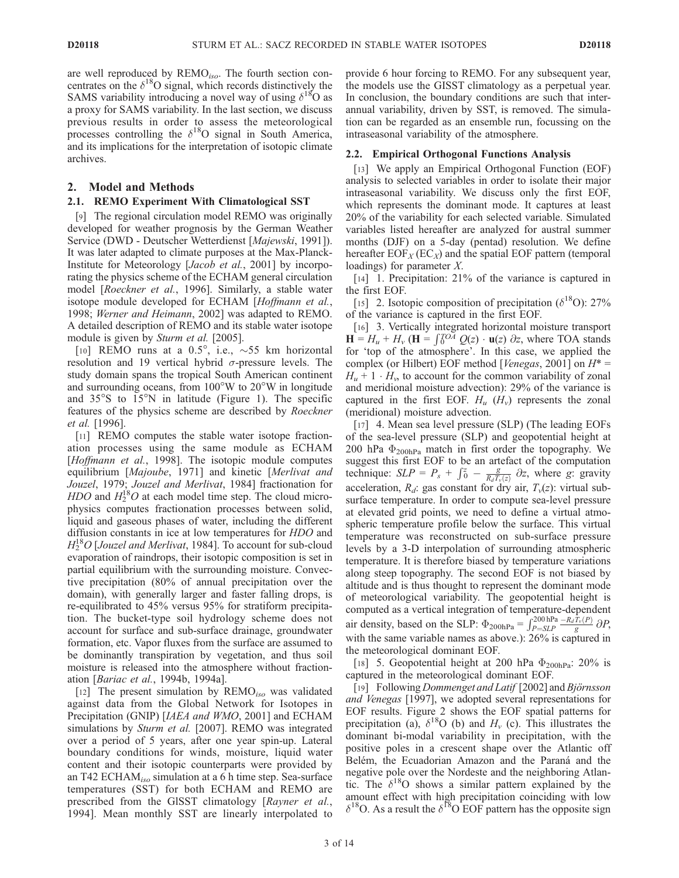are well reproduced by $REMO_{iso}$. The fourth section concentrates on the $\delta^{18}O$ signal, which records distinctively the SAMS variability introducing a novel way of using $\delta^{18}O$ as a proxy for SAMS variability. In the last section, we discuss previous results in order to assess the meteorological processes controlling the $\delta^{18}O$ signal in South America, and its implications for the interpretation of isotopic climate archives.

## 2. Model and Methods

### 2.1. REMO Experiment With Climatological SST

[9] The regional circulation model REMO was originally developed for weather prognosis by the German Weather Service (DWD - Deutscher Wetterdienst [*Majewski*, 1991]). It was later adapted to climate purposes at the Max-Planck-Institute for Meteorology [*Jacob et al.*, 2001] by incorporating the physics scheme of the ECHAM general circulation model [*Roeckner et al.*, 1996]. Similarly, a stable water isotope module developed for ECHAM [*Hoffmann et al.*, 1998; *Werner and Heimann*, 2002] was adapted to REMO. A detailed description of REMO and its stable water isotope module is given by *Sturm et al.* [2005].

[10] REMO runs at a 0.5°, i.e., ~55 km horizontal resolution and 19 vertical hybrid $\sigma$-pressure levels. The study domain spans the tropical South American continent and surrounding oceans, from 100°W to 20°W in longitude and 35°S to 15°N in latitude (Figure 1). The specific features of the physics scheme are described by *Roeckner et al.* [1996].

[11] REMO computes the stable water isotope fractionation processes using the same module as ECHAM [*Hoffmann et al.*, 1998]. The isotopic module computes equilibrium [*Majoube*, 1971] and kinetic [*Merlivat and Jouzel*, 1979; *Jouzel and Merlivat*, 1984] fractionation for $HDO$ and $H_2^{18}O$ at each model time step. The cloud microphysics computes fractionation processes between solid, liquid and gaseous phases of water, including the different diffusion constants in ice at low temperatures for $HDO$ and $H_2^{18}O$ [*Jouzel and Merlivat*, 1984]. To account for sub-cloud evaporation of raindrops, their isotopic composition is set in partial equilibrium with the surrounding moisture. Convective precipitation (80% of annual precipitation over the domain), with generally larger and faster falling drops, is re-equilibrated to 45% versus 95% for stratiform precipitation. The bucket-type soil hydrology scheme does not account for surface and sub-surface drainage, groundwater formation, etc. Vapor fluxes from the surface are assumed to be dominantly transpiration by vegetation, and thus soil moisture is released into the atmosphere without fractionation [*Bariac et al.*, 1994b, 1994a].

[12] The present simulation by $REMO_{iso}$ was validated against data from the Global Network for Isotopes in Precipitation (GNIP) [*IAEA and WMO*, 2001] and ECHAM simulations by *Sturm et al.* [2007]. REMO was integrated over a period of 5 years, after one year spin-up. Lateral boundary conditions for winds, moisture, liquid water content and their isotopic counterparts were provided by an T42 $ECHAM_{iso}$ simulation at a 6 h time step. Sea-surface temperatures (SST) for both ECHAM and REMO are prescribed from the GlSST climatology [*Rayner et al.*, 1994]. Mean monthly SST are linearly interpolated to provide 6 hour forcing to REMO. For any subsequent year, the models use the GISST climatology as a perpetual year. In conclusion, the boundary conditions are such that inter-annual variability, driven by SST, is removed. The simulation can be regarded as an ensemble run, focussing on the intraseasonal variability of the atmosphere.

### 2.2. Empirical Orthogonal Functions Analysis

[13] We apply an Empirical Orthogonal Function (EOF) analysis to selected variables in order to isolate their major intraseasonal variability. We discuss only the first EOF, which represents the dominant mode. It captures at least 20% of the variability for each selected variable. Simulated variables listed hereafter are analyzed for austral summer months (DJF) on a 5-day (pentad) resolution. We define hereafter $EOF_X$ ($EC_X$) and the spatial EOF pattern (temporal loadings) for parameter $X$.

[14] 1. Precipitation: 21% of the variance is captured in the first EOF.

[15] 2. Isotopic composition of precipitation ($\delta^{18}O$): 27% of the variance is captured in the first EOF.

[16] 3. Vertically integrated horizontal moisture transport $\mathbf{H} = H_u + H_v$ ($\mathbf{H} = \int_0^{TOA} Q(z) \cdot \mathbf{u}(z)\, \partial z$, where TOA stands for 'top of the atmosphere'. In this case, we applied the complex (or Hilbert) EOF method [*Venegas*, 2001] on $H^* = H_u + 1 \cdot H_v$, to account for the common variability of zonal and meridional moisture advection): 29% of the variance is captured in the first EOF. $H_u$ ($H_v$) represents the zonal (meridional) moisture advection.

[17] 4. Mean sea level pressure (SLP) (The leading EOFs of the sea-level pressure (SLP) and geopotential height at 200 hPa $\Phi_{200hPa}$ match in first order the topography. We suggest this first EOF to be an artefact of the computation technique: $SLP = P_s + \int_0^z - \frac{g}{R_d T_v(z)}\, \partial z$, where $g$: gravity acceleration, $R_d$: gas constant for dry air, $T_v(z)$: virtual sub-surface temperature. In order to compute sea-level pressure at elevated grid points, we need to define a virtual atmospheric temperature profile below the surface. This virtual temperature was reconstructed on sub-surface pressure levels by a 3-D interpolation of surrounding atmospheric temperature. It is therefore biased by temperature variations along steep topography. The second EOF is not biased by altitude and is thus thought to represent the dominant mode of meteorological variability. The geopotential height is computed as a vertical integration of temperature-dependent air density, based on the SLP: $\Phi_{200hPa} = \int_{P=SLP}^{200\,hPa} \frac{-R_d T_v(P)}{g}\, \partial P$, with the same variable names as above.): 26% is captured in the meteorological dominant EOF.

[18] 5. Geopotential height at 200 hPa $\Phi_{200hPa}$: 20% is captured in the meteorological dominant EOF.

[19] Following *Dommenget and Latif* [2002] and *Björnsson and Venegas* [1997], we adopted several representations for EOF results. Figure 2 shows the EOF spatial patterns for precipitation (a), $\delta^{18}O$ (b) and $H_v$ (c). This illustrates the dominant bi-modal variability in precipitation, with the positive poles in a crescent shape over the Atlantic off Belém, the Ecuadorian Amazon and the Paraná and the negative pole over the Nordeste and the neighboring Atlantic. The $\delta^{18}O$ shows a similar pattern explained by the amount effect with high precipitation coinciding with low $\delta^{18}O$. As a result the $\delta^{18}O$ EOF pattern has the opposite sign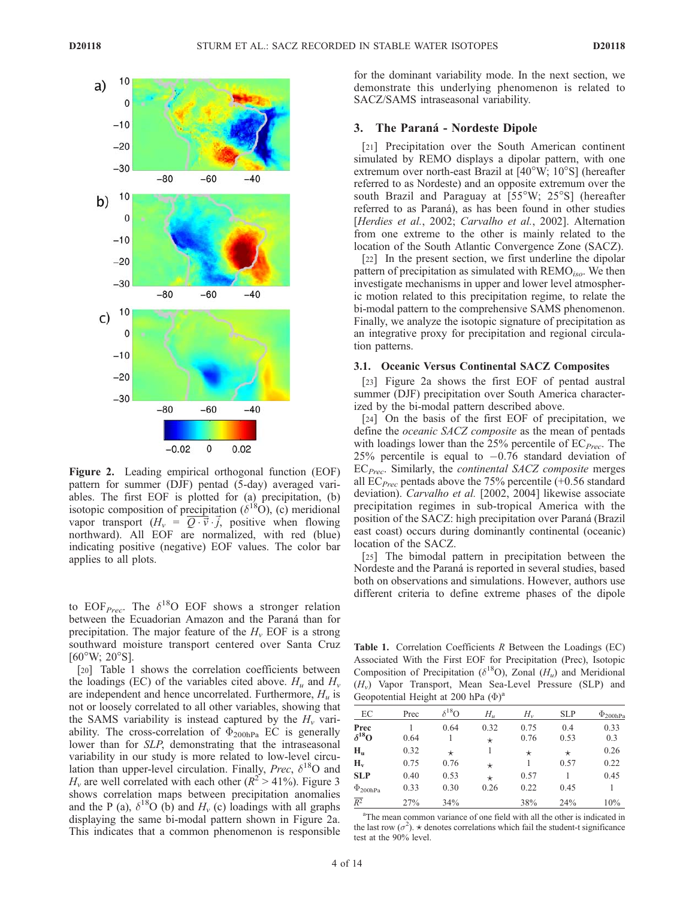**Figure 2.** Leading empirical orthogonal function (EOF) pattern for summer (DJF) pentad (5-day) averaged variables. The first EOF is plotted for (a) precipitation, (b) isotopic composition of precipitation ($\delta^{18}$O), (c) meridional vapor transport ($H_v = \overline{Q \cdot \vec{v} \cdot \vec{j}}$, positive when flowing northward). All EOF are normalized, with red (blue) indicating positive (negative) EOF values. The color bar applies to all plots.

to $EOF_{Prec}$. The $\delta^{18}$O EOF shows a stronger relation between the Ecuadorian Amazon and the Paraná than for precipitation. The major feature of the $H_v$ EOF is a strong southward moisture transport centered over Santa Cruz [60°W; 20°S].

[20] Table 1 shows the correlation coefficients between the loadings (EC) of the variables cited above. $H_u$ and $H_v$ are independent and hence uncorrelated. Furthermore, $H_u$ is not or loosely correlated to all other variables, showing that the SAMS variability is instead captured by the $H_v$ variability. The cross-correlation of $\Phi_{200hPa}$ EC is generally lower than for *SLP*, demonstrating that the intraseasonal variability in our study is more related to low-level circulation than upper-level circulation. Finally, *Prec*, $\delta^{18}$O and $H_v$ are well correlated with each other ($R^2 > 41\%$). Figure 3 shows correlation maps between precipitation anomalies and the P (a), $\delta^{18}$O (b) and $H_v$ (c) loadings with all graphs displaying the same bi-modal pattern shown in Figure 2a. This indicates that a common phenomenon is responsible for the dominant variability mode. In the next section, we demonstrate this underlying phenomenon is related to SACZ/SAMS intraseasonal variability.

## 3. The Paraná - Nordeste Dipole

[21] Precipitation over the South American continent simulated by REMO displays a dipolar pattern, with one extremum over north-east Brazil at [40°W; 10°S] (hereafter referred to as Nordeste) and an opposite extremum over the south Brazil and Paraguay at [55°W; 25°S] (hereafter referred to as Paraná), as has been found in other studies [*Herdies et al.*, 2002; *Carvalho et al.*, 2002]. Alternation from one extreme to the other is mainly related to the location of the South Atlantic Convergence Zone (SACZ).

[22] In the present section, we first underline the dipolar pattern of precipitation as simulated with $REMO_{iso}$. We then investigate mechanisms in upper and lower level atmospheric motion related to this precipitation regime, to relate the bi-modal pattern to the comprehensive SAMS phenomenon. Finally, we analyze the isotopic signature of precipitation as an integrative proxy for precipitation and regional circulation patterns.

### 3.1. Oceanic Versus Continental SACZ Composites

[23] Figure 2a shows the first EOF of pentad austral summer (DJF) precipitation over South America characterized by the bi-modal pattern described above.

[24] On the basis of the first EOF of precipitation, we define the *oceanic SACZ composite* as the mean of pentads with loadings lower than the 25% percentile of $EC_{Prec}$. The 25% percentile is equal to −0.76 standard deviation of $EC_{Prec}$. Similarly, the *continental SACZ composite* merges all $EC_{Prec}$ pentads above the 75% percentile (+0.56 standard deviation). *Carvalho et al.* [2002, 2004] likewise associate precipitation regimes in sub-tropical America with the position of the SACZ: high precipitation over Paraná (Brazil east coast) occurs during dominantly continental (oceanic) location of the SACZ.

[25] The bimodal pattern in precipitation between the Nordeste and the Paraná is reported in several studies, based both on observations and simulations. However, authors use different criteria to define extreme phases of the dipole

**Table 1.** Correlation Coefficients R Between the Loadings (EC) Associated With the First EOF for Precipitation (Prec), Isotopic Composition of Precipitation ($\delta^{18}$O), Zonal ($H_u$) and Meridional ($H_v$) Vapor Transport, Mean Sea-Level Pressure (SLP) and Geopotential Height at 200 hPa ($\Phi$)[a]

| EC | Prec | $\delta^{18}$O | $H_u$ | $H_v$ | SLP | $\Phi_{200hPa}$ |
|---|---|---|---|---|---|---|
| **Prec** | 1 | 0.64 | 0.32 | 0.75 | 0.4 | 0.33 |
| **$\delta^{18}$O** | 0.64 | 1 | ⋆ | 0.76 | 0.53 | 0.3 |
| **$H_u$** | 0.32 | ⋆ | 1 | ⋆ | ⋆ | 0.26 |
| **$H_v$** | 0.75 | 0.76 | ⋆ | 1 | 0.57 | 0.22 |
| **SLP** | 0.40 | 0.53 | ⋆ | 0.57 | 1 | 0.45 |
| **$\Phi_{200hPa}$** | 0.33 | 0.30 | 0.26 | 0.22 | 0.45 | 1 |
| $\overline{R^2}$ | 27% | 34% | | 38% | 24% | 10% |

[a]The mean common variance of one field with all the other is indicated in the last row ($\sigma^2$). ⋆ denotes correlations which fail the student-t significance test at the 90% level.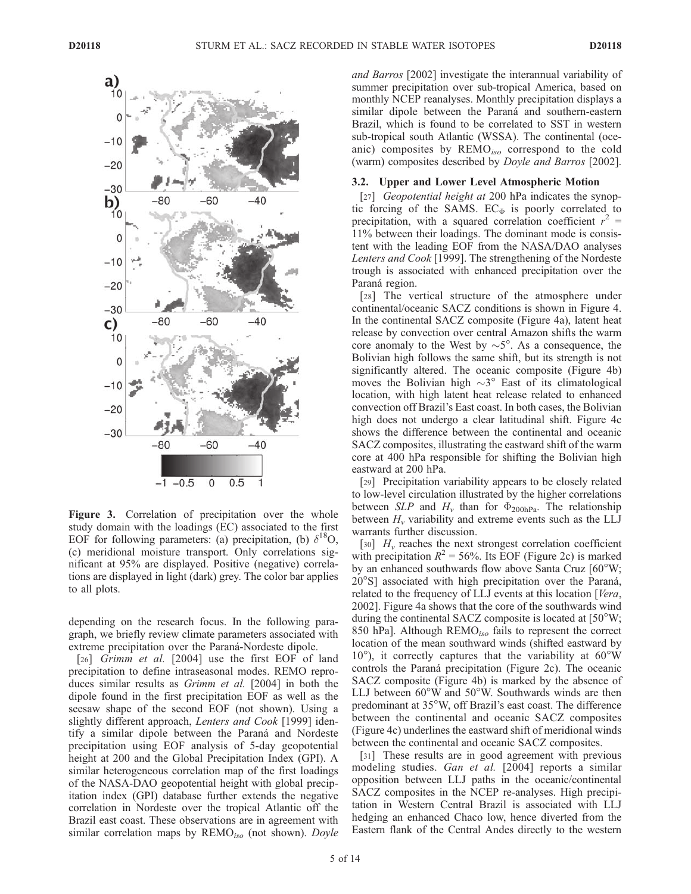**Figure 3.** Correlation of precipitation over the whole study domain with the loadings (EC) associated to the first EOF for following parameters: (a) precipitation, (b) $\delta^{18}O$, (c) meridional moisture transport. Only correlations significant at 95% are displayed. Positive (negative) correlations are displayed in light (dark) grey. The color bar applies to all plots.

depending on the research focus. In the following paragraph, we briefly review climate parameters associated with extreme precipitation over the Paraná-Nordeste dipole.

[26] *Grimm et al.* [2004] use the first EOF of land precipitation to define intraseasonal modes. REMO reproduces similar results as *Grimm et al.* [2004] in both the dipole found in the first precipitation EOF as well as the seesaw shape of the second EOF (not shown). Using a slightly different approach, *Lenters and Cook* [1999] identify a similar dipole between the Paraná and Nordeste precipitation using EOF analysis of 5-day geopotential height at 200 and the Global Precipitation Index (GPI). A similar heterogeneous correlation map of the first loadings of the NASA-DAO geopotential height with global precipitation index (GPI) database further extends the negative correlation in Nordeste over the tropical Atlantic off the Brazil east coast. These observations are in agreement with similar correlation maps by $REMO_{iso}$ (not shown). *Doyle and Barros* [2002] investigate the interannual variability of summer precipitation over sub-tropical America, based on monthly NCEP reanalyses. Monthly precipitation displays a similar dipole between the Paraná and southern-eastern Brazil, which is found to be correlated to SST in western sub-tropical south Atlantic (WSSA). The continental (oceanic) composites by $REMO_{iso}$ correspond to the cold (warm) composites described by *Doyle and Barros* [2002].

### 3.2. Upper and Lower Level Atmospheric Motion

[27] *Geopotential height at* 200 hPa indicates the synoptic forcing of the SAMS. $EC_{\Phi}$ is poorly correlated to precipitation, with a squared correlation coefficient $r^2$ = 11% between their loadings. The dominant mode is consistent with the leading EOF from the NASA/DAO analyses *Lenters and Cook* [1999]. The strengthening of the Nordeste trough is associated with enhanced precipitation over the Paraná region.

[28] The vertical structure of the atmosphere under continental/oceanic SACZ conditions is shown in Figure 4. In the continental SACZ composite (Figure 4a), latent heat release by convection over central Amazon shifts the warm core anomaly to the West by ~5°. As a consequence, the Bolivian high follows the same shift, but its strength is not significantly altered. The oceanic composite (Figure 4b) moves the Bolivian high ~3° East of its climatological location, with high latent heat release related to enhanced convection off Brazil's East coast. In both cases, the Bolivian high does not undergo a clear latitudinal shift. Figure 4c shows the difference between the continental and oceanic SACZ composites, illustrating the eastward shift of the warm core at 400 hPa responsible for shifting the Bolivian high eastward at 200 hPa.

[29] Precipitation variability appears to be closely related to low-level circulation illustrated by the higher correlations between *SLP* and $H_v$ than for $\Phi_{200hPa}$. The relationship between $H_v$ variability and extreme events such as the LLJ warrants further discussion.

[30] $H_v$ reaches the next strongest correlation coefficient with precipitation $R^2$ = 56%. Its EOF (Figure 2c) is marked by an enhanced southwards flow above Santa Cruz [60°W; 20°S] associated with high precipitation over the Paraná, related to the frequency of LLJ events at this location [*Vera*, 2002]. Figure 4a shows that the core of the southwards wind during the continental SACZ composite is located at [50°W; 850 hPa]. Although $REMO_{iso}$ fails to represent the correct location of the mean southward winds (shifted eastward by 10°), it correctly captures that the variability at 60°W controls the Paraná precipitation (Figure 2c). The oceanic SACZ composite (Figure 4b) is marked by the absence of LLJ between 60°W and 50°W. Southwards winds are then predominant at 35°W, off Brazil's east coast. The difference between the continental and oceanic SACZ composites (Figure 4c) underlines the eastward shift of meridional winds between the continental and oceanic SACZ composites.

[31] These results are in good agreement with previous modeling studies. *Gan et al.* [2004] reports a similar opposition between LLJ paths in the oceanic/continental SACZ composites in the NCEP re-analyses. High precipitation in Western Central Brazil is associated with LLJ hedging an enhanced Chaco low, hence diverted from the Eastern flank of the Central Andes directly to the western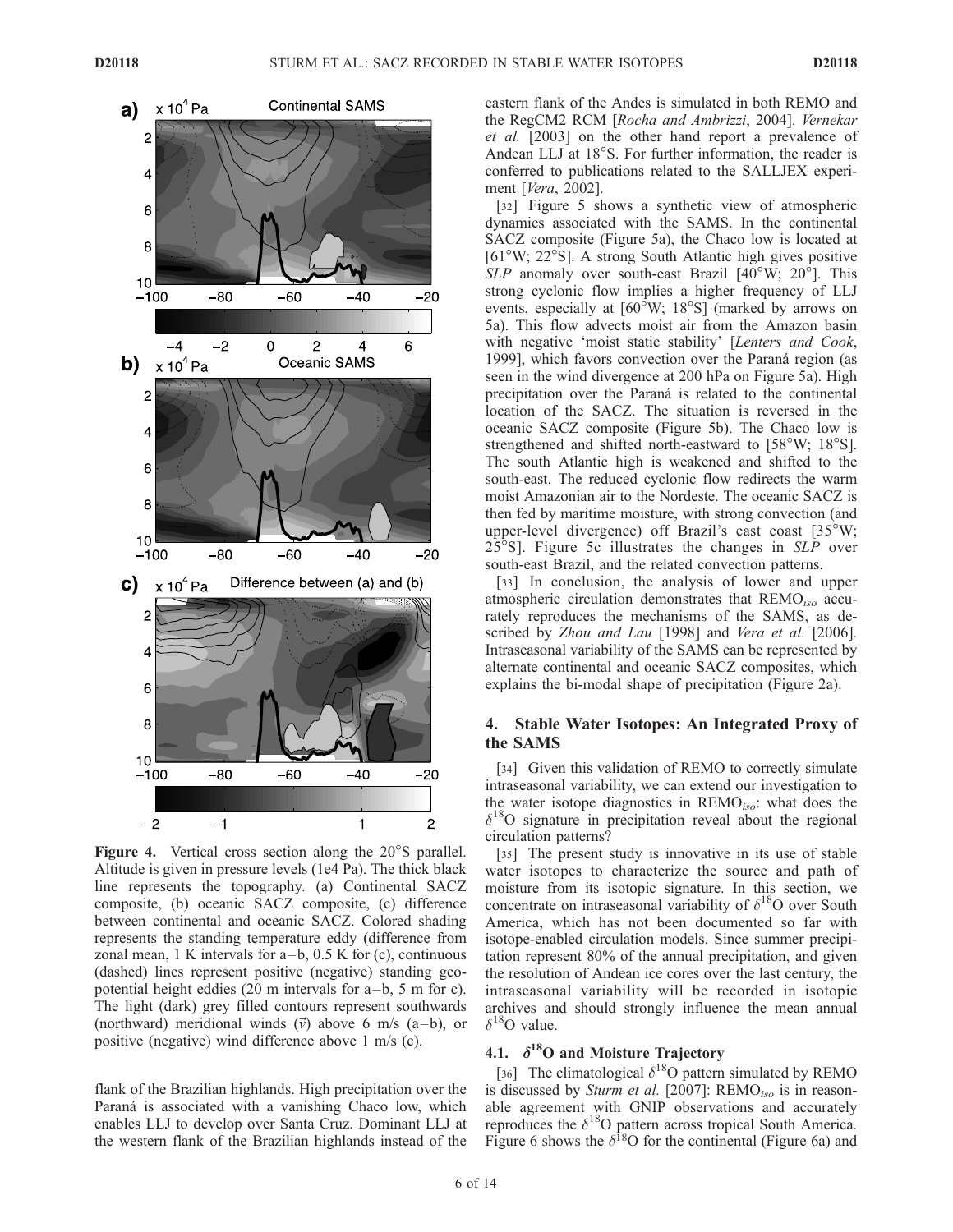**Figure 4.** Vertical cross section along the 20°S parallel. Altitude is given in pressure levels (1e4 Pa). The thick black line represents the topography. (a) Continental SACZ composite, (b) oceanic SACZ composite, (c) difference between continental and oceanic SACZ. Colored shading represents the standing temperature eddy (difference from zonal mean, 1 K intervals for a–b, 0.5 K for (c), continuous (dashed) lines represent positive (negative) standing geopotential height eddies (20 m intervals for a–b, 5 m for c). The light (dark) grey filled contours represent southwards (northward) meridional winds ($\vec{v}$) above 6 m/s (a–b), or positive (negative) wind difference above 1 m/s (c).

flank of the Brazilian highlands. High precipitation over the Paraná is associated with a vanishing Chaco low, which enables LLJ to develop over Santa Cruz. Dominant LLJ at the western flank of the Brazilian highlands instead of the eastern flank of the Andes is simulated in both REMO and the RegCM2 RCM [*Rocha and Ambrizzi*, 2004]. *Vernekar et al.* [2003] on the other hand report a prevalence of Andean LLJ at 18°S. For further information, the reader is conferred to publications related to the SALLJEX experiment [*Vera*, 2002].

[32] Figure 5 shows a synthetic view of atmospheric dynamics associated with the SAMS. In the continental SACZ composite (Figure 5a), the Chaco low is located at [61°W; 22°S]. A strong South Atlantic high gives positive *SLP* anomaly over south-east Brazil [40°W; 20°]. This strong cyclonic flow implies a higher frequency of LLJ events, especially at [60°W; 18°S] (marked by arrows on 5a). This flow advects moist air from the Amazon basin with negative 'moist static stability' [*Lenters and Cook*, 1999], which favors convection over the Paraná region (as seen in the wind divergence at 200 hPa on Figure 5a). High precipitation over the Paraná is related to the continental location of the SACZ. The situation is reversed in the oceanic SACZ composite (Figure 5b). The Chaco low is strengthened and shifted north-eastward to [58°W; 18°S]. The south Atlantic high is weakened and shifted to the south-east. The reduced cyclonic flow redirects the warm moist Amazonian air to the Nordeste. The oceanic SACZ is then fed by maritime moisture, with strong convection (and upper-level divergence) off Brazil's east coast [35°W; 25°S]. Figure 5c illustrates the changes in *SLP* over south-east Brazil, and the related convection patterns.

[33] In conclusion, the analysis of lower and upper atmospheric circulation demonstrates that $REMO_{iso}$ accurately reproduces the mechanisms of the SAMS, as described by *Zhou and Lau* [1998] and *Vera et al.* [2006]. Intraseasonal variability of the SAMS can be represented by alternate continental and oceanic SACZ composites, which explains the bi-modal shape of precipitation (Figure 2a).

## 4. Stable Water Isotopes: An Integrated Proxy of the SAMS

[34] Given this validation of REMO to correctly simulate intraseasonal variability, we can extend our investigation to the water isotope diagnostics in $REMO_{iso}$: what does the $\delta^{18}O$ signature in precipitation reveal about the regional circulation patterns?

[35] The present study is innovative in its use of stable water isotopes to characterize the source and path of moisture from its isotopic signature. In this section, we concentrate on intraseasonal variability of $\delta^{18}O$ over South America, which has not been documented so far with isotope-enabled circulation models. Since summer precipitation represent 80% of the annual precipitation, and given the resolution of Andean ice cores over the last century, the intraseasonal variability will be recorded in isotopic archives and should strongly influence the mean annual $\delta^{18}O$ value.

### 4.1. $\delta^{18}O$ and Moisture Trajectory

[36] The climatological $\delta^{18}O$ pattern simulated by REMO is discussed by *Sturm et al.* [2007]: $REMO_{iso}$ is in reasonable agreement with GNIP observations and accurately reproduces the $\delta^{18}O$ pattern across tropical South America. Figure 6 shows the $\delta^{18}O$ for the continental (Figure 6a) and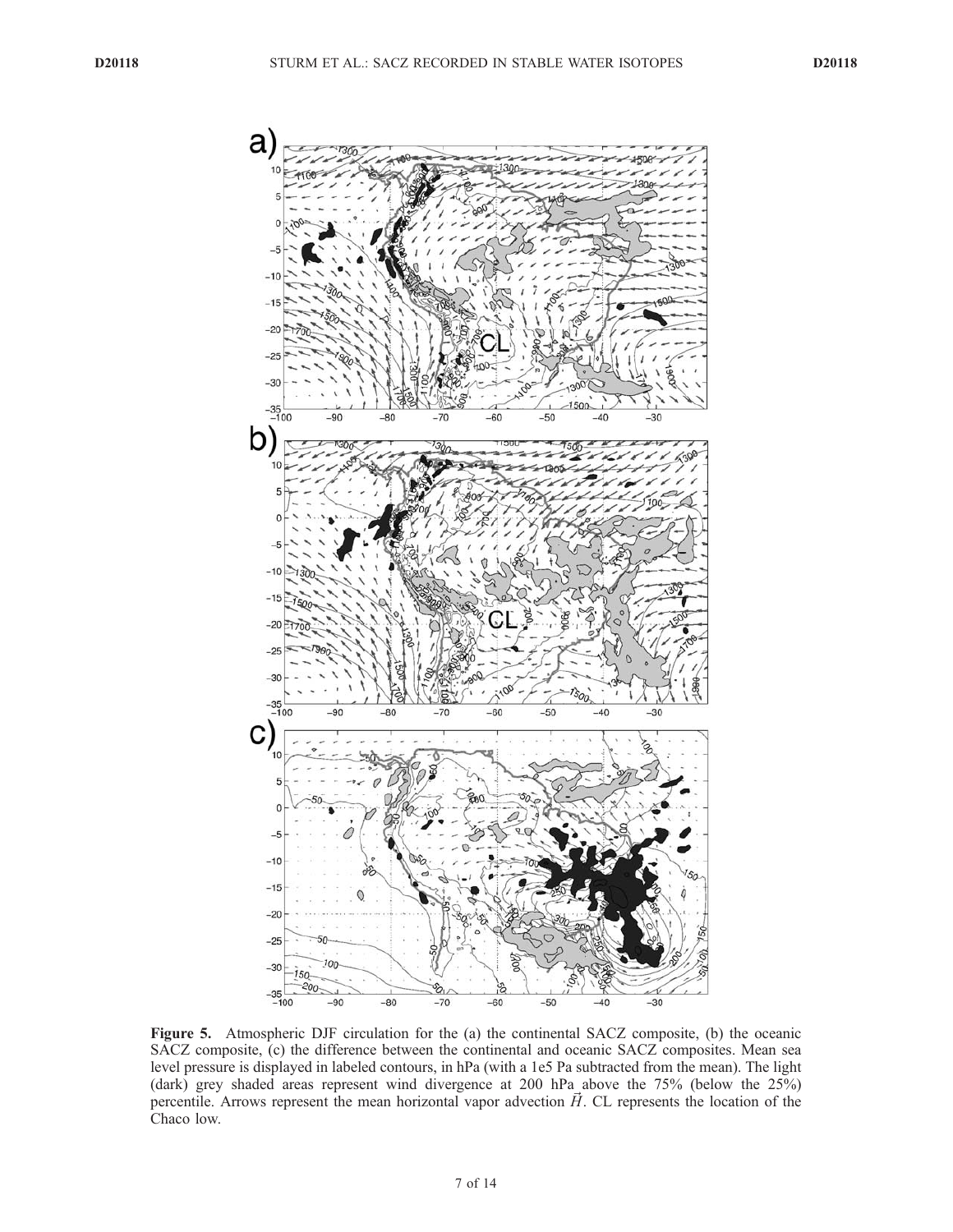**Figure 5.** Atmospheric DJF circulation for the (a) the continental SACZ composite, (b) the oceanic SACZ composite, (c) the difference between the continental and oceanic SACZ composites. Mean sea level pressure is displayed in labeled contours, in hPa (with a 1e5 Pa subtracted from the mean). The light (dark) grey shaded areas represent wind divergence at 200 hPa above the 75% (below the 25%) percentile. Arrows represent the mean horizontal vapor advection $\vec{H}$. CL represents the location of the Chaco low.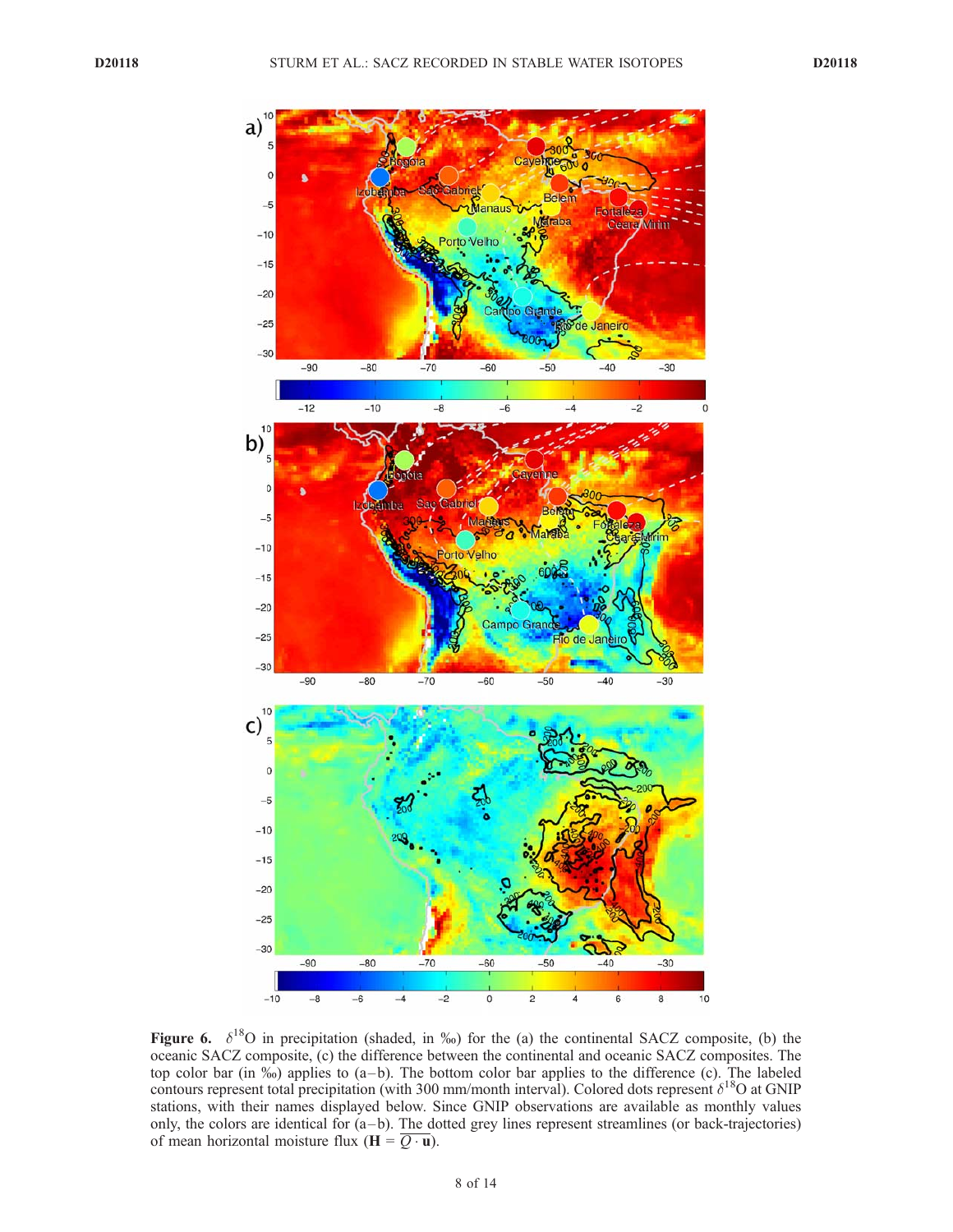**Figure 6.** $\delta^{18}O$ in precipitation (shaded, in ‰) for the (a) the continental SACZ composite, (b) the oceanic SACZ composite, (c) the difference between the continental and oceanic SACZ composites. The top color bar (in ‰) applies to (a–b). The bottom color bar applies to the difference (c). The labeled contours represent total precipitation (with 300 mm/month interval). Colored dots represent $\delta^{18}O$ at GNIP stations, with their names displayed below. Since GNIP observations are available as monthly values only, the colors are identical for (a–b). The dotted grey lines represent streamlines (or back-trajectories) of mean horizontal moisture flux ($\mathbf{H} = \overline{Q \cdot \mathbf{u}}$).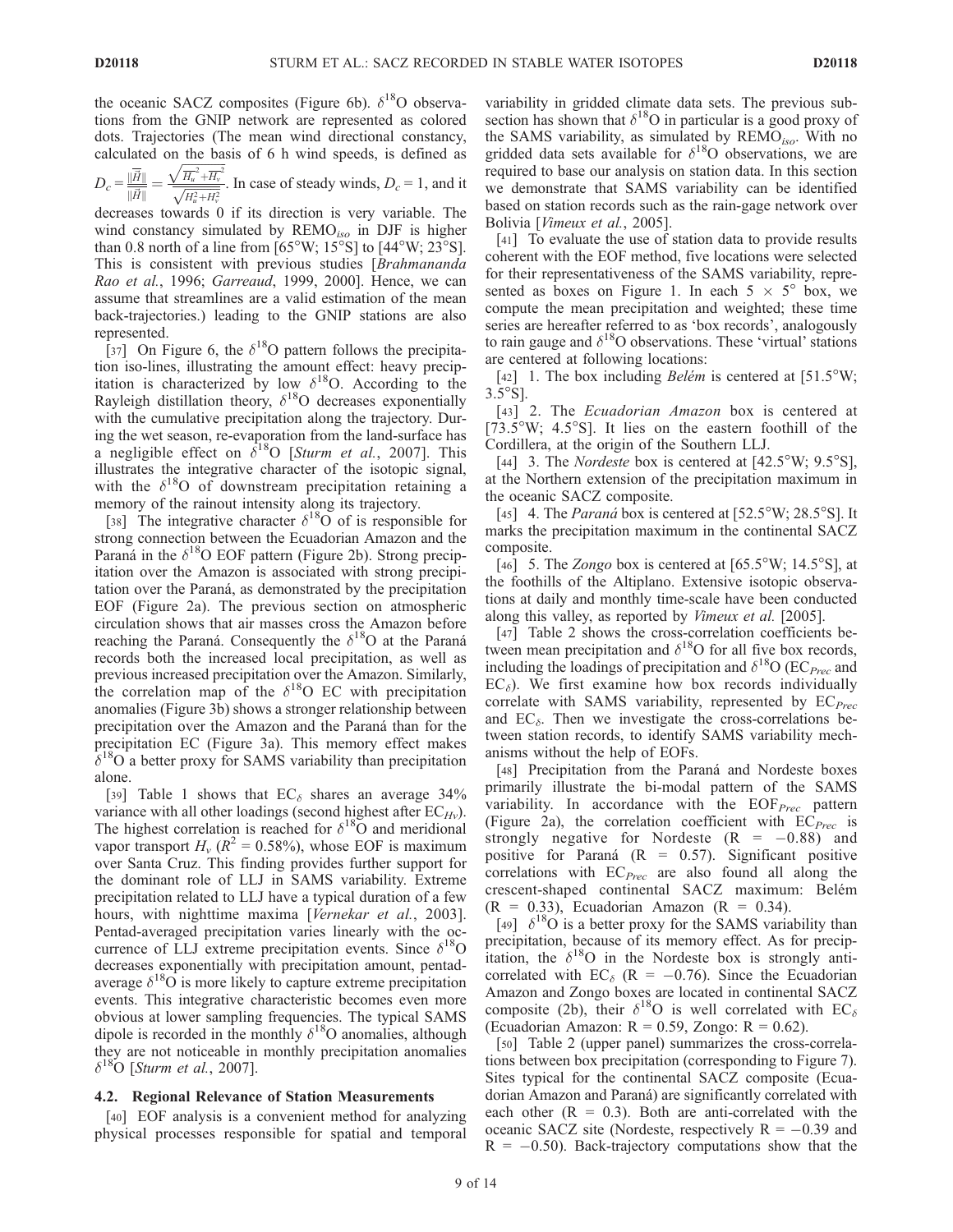the oceanic SACZ composites (Figure 6b). $\delta^{18}O$ observations from the GNIP network are represented as colored dots. Trajectories (The mean wind directional constancy, calculated on the basis of 6 h wind speeds, is defined as $D_c = \frac{\|\overline{\vec{H}}\|}{\|\vec{H}\|} = \frac{\sqrt{\overline{H_u}^2 + \overline{H_v}^2}}{\sqrt{H_u^2 + H_v^2}}$. In case of steady winds, $D_c = 1$, and it decreases towards 0 if its direction is very variable. The wind constancy simulated by $REMO_{iso}$ in DJF is higher than 0.8 north of a line from [65°W; 15°S] to [44°W; 23°S]. This is consistent with previous studies [*Brahmananda Rao et al.*, 1996; *Garreaud*, 1999, 2000]. Hence, we can assume that streamlines are a valid estimation of the mean back-trajectories.) leading to the GNIP stations are also represented.

[37] On Figure 6, the $\delta^{18}O$ pattern follows the precipitation iso-lines, illustrating the amount effect: heavy precipitation is characterized by low $\delta^{18}O$. According to the Rayleigh distillation theory, $\delta^{18}O$ decreases exponentially with the cumulative precipitation along the trajectory. During the wet season, re-evaporation from the land-surface has a negligible effect on $\delta^{18}O$ [*Sturm et al.*, 2007]. This illustrates the integrative character of the isotopic signal, with the $\delta^{18}O$ of downstream precipitation retaining a memory of the rainout intensity along its trajectory.

[38] The integrative character $\delta^{18}O$ of is responsible for strong connection between the Ecuadorian Amazon and the Paraná in the $\delta^{18}O$ EOF pattern (Figure 2b). Strong precipitation over the Amazon is associated with strong precipitation over the Paraná, as demonstrated by the precipitation EOF (Figure 2a). The previous section on atmospheric circulation shows that air masses cross the Amazon before reaching the Paraná. Consequently the $\delta^{18}O$ at the Paraná records both the increased local precipitation, as well as previous increased precipitation over the Amazon. Similarly, the correlation map of the $\delta^{18}O$ EC with precipitation anomalies (Figure 3b) shows a stronger relationship between precipitation over the Amazon and the Paraná than for the precipitation EC (Figure 3a). This memory effect makes $\delta^{18}O$ a better proxy for SAMS variability than precipitation alone.

[39] Table 1 shows that $EC_\delta$ shares an average 34% variance with all other loadings (second highest after $EC_{Hv}$). The highest correlation is reached for $\delta^{18}O$ and meridional vapor transport $H_v$ ($R^2 = 0.58\%$), whose EOF is maximum over Santa Cruz. This finding provides further support for the dominant role of LLJ in SAMS variability. Extreme precipitation related to LLJ have a typical duration of a few hours, with nighttime maxima [*Vernekar et al.*, 2003]. Pentad-averaged precipitation varies linearly with the occurrence of LLJ extreme precipitation events. Since $\delta^{18}O$ decreases exponentially with precipitation amount, pentad-average $\delta^{18}O$ is more likely to capture extreme precipitation events. This integrative characteristic becomes even more obvious at lower sampling frequencies. The typical SAMS dipole is recorded in the monthly $\delta^{18}O$ anomalies, although they are not noticeable in monthly precipitation anomalies $\delta^{18}O$ [*Sturm et al.*, 2007].

### 4.2. Regional Relevance of Station Measurements

[40] EOF analysis is a convenient method for analyzing physical processes responsible for spatial and temporal variability in gridded climate data sets. The previous subsection has shown that $\delta^{18}O$ in particular is a good proxy of the SAMS variability, as simulated by $REMO_{iso}$. With no gridded data sets available for $\delta^{18}O$ observations, we are required to base our analysis on station data. In this section we demonstrate that SAMS variability can be identified based on station records such as the rain-gage network over Bolivia [*Vimeux et al.*, 2005].

[41] To evaluate the use of station data to provide results coherent with the EOF method, five locations were selected for their representativeness of the SAMS variability, represented as boxes on Figure 1. In each $5 \times 5°$ box, we compute the mean precipitation and weighted; these time series are hereafter referred to as 'box records', analogously to rain gauge and $\delta^{18}O$ observations. These 'virtual' stations are centered at following locations:

[42] 1. The box including *Belém* is centered at [51.5°W; 3.5°S].

[43] 2. The *Ecuadorian Amazon* box is centered at [73.5°W; 4.5°S]. It lies on the eastern foothill of the Cordillera, at the origin of the Southern LLJ.

[44] 3. The *Nordeste* box is centered at [42.5°W; 9.5°S], at the Northern extension of the precipitation maximum in the oceanic SACZ composite.

[45] 4. The *Paraná* box is centered at [52.5°W; 28.5°S]. It marks the precipitation maximum in the continental SACZ composite.

[46] 5. The *Zongo* box is centered at [65.5°W; 14.5°S], at the foothills of the Altiplano. Extensive isotopic observations at daily and monthly time-scale have been conducted along this valley, as reported by *Vimeux et al.* [2005].

[47] Table 2 shows the cross-correlation coefficients between mean precipitation and $\delta^{18}O$ for all five box records, including the loadings of precipitation and $\delta^{18}O$ ($EC_{Prec}$ and $EC_\delta$). We first examine how box records individually correlate with SAMS variability, represented by $EC_{Prec}$ and $EC_\delta$. Then we investigate the cross-correlations between station records, to identify SAMS variability mechanisms without the help of EOFs.

[48] Precipitation from the Paraná and Nordeste boxes primarily illustrate the bi-modal pattern of the SAMS variability. In accordance with the $EOF_{Prec}$ pattern (Figure 2a), the correlation coefficient with $EC_{Prec}$ is strongly negative for Nordeste ($R = -0.88$) and positive for Paraná ($R = 0.57$). Significant positive correlations with $EC_{Prec}$ are also found all along the crescent-shaped continental SACZ maximum: Belém ($R = 0.33$), Ecuadorian Amazon ($R = 0.34$).

[49] $\delta^{18}O$ is a better proxy for the SAMS variability than precipitation, because of its memory effect. As for precipitation, the $\delta^{18}O$ in the Nordeste box is strongly anti-correlated with $EC_\delta$ ($R = -0.76$). Since the Ecuadorian Amazon and Zongo boxes are located in continental SACZ composite (2b), their $\delta^{18}O$ is well correlated with $EC_\delta$ (Ecuadorian Amazon: $R = 0.59$, Zongo: $R = 0.62$).

[50] Table 2 (upper panel) summarizes the cross-correlations between box precipitation (corresponding to Figure 7). Sites typical for the continental SACZ composite (Ecuadorian Amazon and Paraná) are significantly correlated with each other ($R = 0.3$). Both are anti-correlated with the oceanic SACZ site (Nordeste, respectively $R = -0.39$ and $R = -0.50$). Back-trajectory computations show that the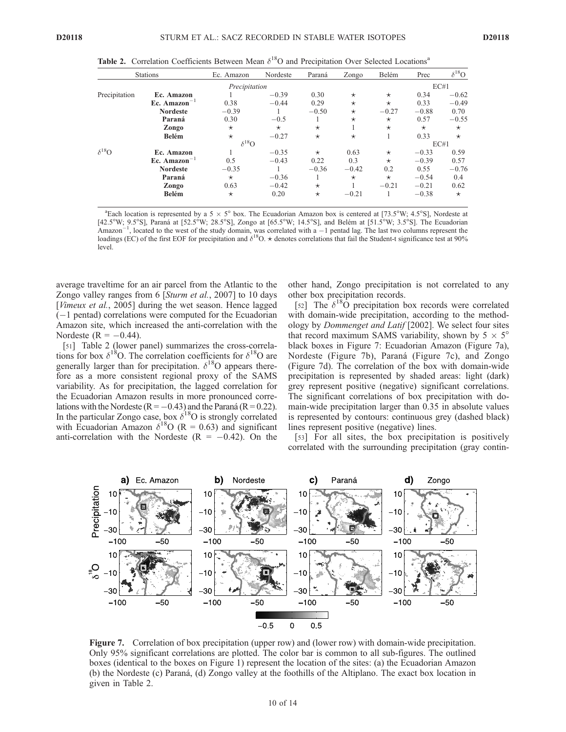**Table 2.** Correlation Coefficients Between Mean $\delta^{18}$O and Precipitation Over Selected Locations[a]

| Stations | | Ec. Amazon | Nordeste | Paraná | Zongo | Belém | Prec | $\delta^{18}$O |
|---|---|---|---|---|---|---|---|---|
| | | *Precipitation* | | | | | EC#1 | |
| Precipitation | **Ec. Amazon** | 1 | −0.39 | 0.30 | ⋆ | ⋆ | 0.34 | −0.62 |
| | **Ec. Amazon$^{-1}$** | 0.38 | −0.44 | 0.29 | ⋆ | ⋆ | 0.33 | −0.49 |
| | **Nordeste** | −0.39 | 1 | −0.50 | ⋆ | −0.27 | −0.88 | 0.70 |
| | **Paraná** | 0.30 | −0.5 | 1 | ⋆ | ⋆ | 0.57 | −0.55 |
| | **Zongo** | ⋆ | ⋆ | ⋆ | 1 | ⋆ | ⋆ | ⋆ |
| | **Belém** | ⋆ | −0.27 | ⋆ | ⋆ | 1 | 0.33 | ⋆ |
| | | $\delta^{18}$O | | | | | EC#1 | |
| $\delta^{18}$O | **Ec. Amazon** | 1 | −0.35 | ⋆ | 0.63 | ⋆ | −0.33 | 0.59 |
| | **Ec. Amazon$^{-1}$** | 0.5 | −0.43 | 0.22 | 0.3 | ⋆ | −0.39 | 0.57 |
| | **Nordeste** | −0.35 | 1 | −0.36 | −0.42 | 0.2 | 0.55 | −0.76 |
| | **Paraná** | ⋆ | −0.36 | 1 | ⋆ | ⋆ | −0.54 | 0.4 |
| | **Zongo** | 0.63 | −0.42 | ⋆ | 1 | −0.21 | −0.21 | 0.62 |
| | **Belém** | ⋆ | 0.20 | ⋆ | −0.21 | 1 | −0.38 | ⋆ |

[a]Each location is represented by a 5 × 5° box. The Ecuadorian Amazon box is centered at [73.5°W; 4.5°S], Nordeste at [42.5°W; 9.5°S], Paraná at [52.5°W; 28.5°S], Zongo at [65.5°W; 14.5°S], and Belém at [51.5°W; 3.5°S]. The Ecuadorian Amazon$^{-1}$, located to the west of the study domain, was correlated with a −1 pentad lag. The last two columns represent the loadings (EC) of the first EOF for precipitation and $\delta^{18}$O. ⋆ denotes correlations that fail the Student-t significance test at 90% level.

average traveltime for an air parcel from the Atlantic to the Zongo valley ranges from 6 [*Sturm et al.*, 2007] to 10 days [*Vimeux et al.*, 2005] during the wet season. Hence lagged (−1 pentad) correlations were computed for the Ecuadorian Amazon site, which increased the anti-correlation with the Nordeste (R = −0.44).

[51] Table 2 (lower panel) summarizes the cross-correlations for box $\delta^{18}$O. The correlation coefficients for $\delta^{18}$O are generally larger than for precipitation. $\delta^{18}$O appears therefore as a more consistent regional proxy of the SAMS variability. As for precipitation, the lagged correlation for the Ecuadorian Amazon results in more pronounced correlations with the Nordeste (R = −0.43) and the Paraná (R = 0.22). In the particular Zongo case, box $\delta^{18}$O is strongly correlated with Ecuadorian Amazon $\delta^{18}$O (R = 0.63) and significant anti-correlation with the Nordeste (R = −0.42). On the other hand, Zongo precipitation is not correlated to any other box precipitation records.

[52] The $\delta^{18}$O precipitation box records were correlated with domain-wide precipitation, according to the methodology by *Dommenget and Latif* [2002]. We select four sites that record maximum SAMS variability, shown by 5 × 5° black boxes in Figure 7: Ecuadorian Amazon (Figure 7a), Nordeste (Figure 7b), Paraná (Figure 7c), and Zongo (Figure 7d). The correlation of the box with domain-wide precipitation is represented by shaded areas: light (dark) grey represent positive (negative) significant correlations. The significant correlations of box precipitation with domain-wide precipitation larger than 0.35 in absolute values is represented by contours: continuous grey (dashed black) lines represent positive (negative) lines.

[53] For all sites, the box precipitation is positively correlated with the surrounding precipitation (gray contin-

**Figure 7.** Correlation of box precipitation (upper row) and (lower row) with domain-wide precipitation. Only 95% significant correlations are plotted. The color bar is common to all sub-figures. The outlined boxes (identical to the boxes on Figure 1) represent the location of the sites: (a) the Ecuadorian Amazon (b) the Nordeste (c) Paraná, (d) Zongo valley at the foothills of the Altiplano. The exact box location in given in Table 2.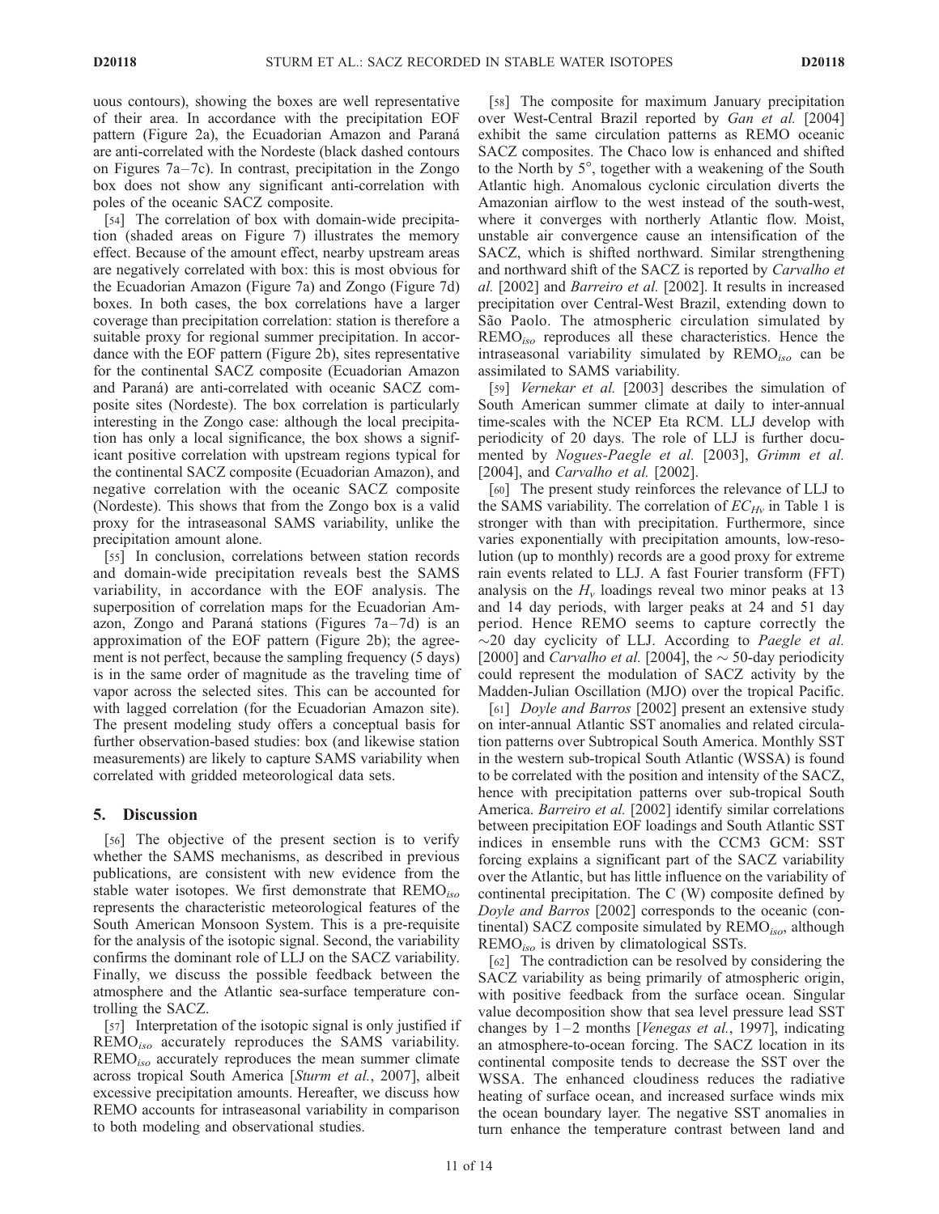uous contours), showing the boxes are well representative of their area. In accordance with the precipitation EOF pattern (Figure 2a), the Ecuadorian Amazon and Paraná are anti-correlated with the Nordeste (black dashed contours on Figures 7a–7c). In contrast, precipitation in the Zongo box does not show any significant anti-correlation with poles of the oceanic SACZ composite.

[54] The correlation of box with domain-wide precipitation (shaded areas on Figure 7) illustrates the memory effect. Because of the amount effect, nearby upstream areas are negatively correlated with box: this is most obvious for the Ecuadorian Amazon (Figure 7a) and Zongo (Figure 7d) boxes. In both cases, the box correlations have a larger coverage than precipitation correlation: station is therefore a suitable proxy for regional summer precipitation. In accordance with the EOF pattern (Figure 2b), sites representative for the continental SACZ composite (Ecuadorian Amazon and Paraná) are anti-correlated with oceanic SACZ composite sites (Nordeste). The box correlation is particularly interesting in the Zongo case: although the local precipitation has only a local significance, the box shows a significant positive correlation with upstream regions typical for the continental SACZ composite (Ecuadorian Amazon), and negative correlation with the oceanic SACZ composite (Nordeste). This shows that from the Zongo box is a valid proxy for the intraseasonal SAMS variability, unlike the precipitation amount alone.

[55] In conclusion, correlations between station records and domain-wide precipitation reveals best the SAMS variability, in accordance with the EOF analysis. The superposition of correlation maps for the Ecuadorian Amazon, Zongo and Paraná stations (Figures 7a–7d) is an approximation of the EOF pattern (Figure 2b); the agreement is not perfect, because the sampling frequency (5 days) is in the same order of magnitude as the traveling time of vapor across the selected sites. This can be accounted for with lagged correlation (for the Ecuadorian Amazon site). The present modeling study offers a conceptual basis for further observation-based studies: box (and likewise station measurements) are likely to capture SAMS variability when correlated with gridded meteorological data sets.

## 5. Discussion

[56] The objective of the present section is to verify whether the SAMS mechanisms, as described in previous publications, are consistent with new evidence from the stable water isotopes. We first demonstrate that REMO$_{iso}$ represents the characteristic meteorological features of the South American Monsoon System. This is a pre-requisite for the analysis of the isotopic signal. Second, the variability confirms the dominant role of LLJ on the SACZ variability. Finally, we discuss the possible feedback between the atmosphere and the Atlantic sea-surface temperature controlling the SACZ.

[57] Interpretation of the isotopic signal is only justified if REMO$_{iso}$ accurately reproduces the SAMS variability. REMO$_{iso}$ accurately reproduces the mean summer climate across tropical South America [*Sturm et al.*, 2007], albeit excessive precipitation amounts. Hereafter, we discuss how REMO accounts for intraseasonal variability in comparison to both modeling and observational studies.

[58] The composite for maximum January precipitation over West-Central Brazil reported by *Gan et al.* [2004] exhibit the same circulation patterns as REMO oceanic SACZ composites. The Chaco low is enhanced and shifted to the North by 5°, together with a weakening of the South Atlantic high. Anomalous cyclonic circulation diverts the Amazonian airflow to the west instead of the south-west, where it converges with northerly Atlantic flow. Moist, unstable air convergence cause an intensification of the SACZ, which is shifted northward. Similar strengthening and northward shift of the SACZ is reported by *Carvalho et al.* [2002] and *Barreiro et al.* [2002]. It results in increased precipitation over Central-West Brazil, extending down to São Paolo. The atmospheric circulation simulated by REMO$_{iso}$ reproduces all these characteristics. Hence the intraseasonal variability simulated by REMO$_{iso}$ can be assimilated to SAMS variability.

[59] *Vernekar et al.* [2003] describes the simulation of South American summer climate at daily to inter-annual time-scales with the NCEP Eta RCM. LLJ develop with periodicity of 20 days. The role of LLJ is further documented by *Nogues-Paegle et al.* [2003], *Grimm et al.* [2004], and *Carvalho et al.* [2002].

[60] The present study reinforces the relevance of LLJ to the SAMS variability. The correlation of $EC_{H_v}$ in Table 1 is stronger with than with precipitation. Furthermore, since varies exponentially with precipitation amounts, low-resolution (up to monthly) records are a good proxy for extreme rain events related to LLJ. A fast Fourier transform (FFT) analysis on the $H_v$ loadings reveal two minor peaks at 13 and 14 day periods, with larger peaks at 24 and 51 day period. Hence REMO seems to capture correctly the ~20 day cyclicity of LLJ. According to *Paegle et al.* [2000] and *Carvalho et al.* [2004], the ~ 50-day periodicity could represent the modulation of SACZ activity by the Madden-Julian Oscillation (MJO) over the tropical Pacific.

[61] *Doyle and Barros* [2002] present an extensive study on inter-annual Atlantic SST anomalies and related circulation patterns over Subtropical South America. Monthly SST in the western sub-tropical South Atlantic (WSSA) is found to be correlated with the position and intensity of the SACZ, hence with precipitation patterns over sub-tropical South America. *Barreiro et al.* [2002] identify similar correlations between precipitation EOF loadings and South Atlantic SST indices in ensemble runs with the CCM3 GCM: SST forcing explains a significant part of the SACZ variability over the Atlantic, but has little influence on the variability of continental precipitation. The C (W) composite defined by *Doyle and Barros* [2002] corresponds to the oceanic (continental) SACZ composite simulated by REMO$_{iso}$, although REMO$_{iso}$ is driven by climatological SSTs.

[62] The contradiction can be resolved by considering the SACZ variability as being primarily of atmospheric origin, with positive feedback from the surface ocean. Singular value decomposition show that sea level pressure lead SST changes by 1–2 months [*Venegas et al.*, 1997], indicating an atmosphere-to-ocean forcing. The SACZ location in its continental composite tends to decrease the SST over the WSSA. The enhanced cloudiness reduces the radiative heating of surface ocean, and increased surface winds mix the ocean boundary layer. The negative SST anomalies in turn enhance the temperature contrast between land and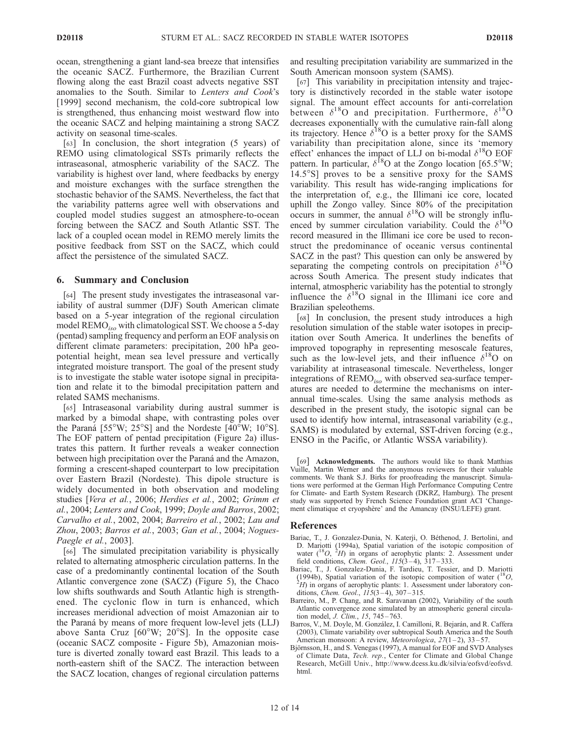ocean, strengthening a giant land-sea breeze that intensifies the oceanic SACZ. Furthermore, the Brazilian Current flowing along the east Brazil coast advects negative SST anomalies to the South. Similar to *Lenters and Cook*'s [1999] second mechanism, the cold-core subtropical low is strengthened, thus enhancing moist westward flow into the oceanic SACZ and helping maintaining a strong SACZ activity on seasonal time-scales.

[63] In conclusion, the short integration (5 years) of REMO using climatological SSTs primarily reflects the intraseasonal, atmospheric variability of the SACZ. The variability is highest over land, where feedbacks by energy and moisture exchanges with the surface strengthen the stochastic behavior of the SAMS. Nevertheless, the fact that the variability patterns agree well with observations and coupled model studies suggest an atmosphere-to-ocean forcing between the SACZ and South Atlantic SST. The lack of a coupled ocean model in REMO merely limits the positive feedback from SST on the SACZ, which could affect the persistence of the simulated SACZ.

## 6. Summary and Conclusion

[64] The present study investigates the intraseasonal variability of austral summer (DJF) South American climate based on a 5-year integration of the regional circulation model $REMO_{iso}$ with climatological SST. We choose a 5-day (pentad) sampling frequency and perform an EOF analysis on different climate parameters: precipitation, 200 hPa geopotential height, mean sea level pressure and vertically integrated moisture transport. The goal of the present study is to investigate the stable water isotope signal in precipitation and relate it to the bimodal precipitation pattern and related SAMS mechanisms.

[65] Intraseasonal variability during austral summer is marked by a bimodal shape, with contrasting poles over the Paraná [55°W; 25°S] and the Nordeste [40°W; 10°S]. The EOF pattern of pentad precipitation (Figure 2a) illustrates this pattern. It further reveals a weaker connection between high precipitation over the Paraná and the Amazon, forming a crescent-shaped counterpart to low precipitation over Eastern Brazil (Nordeste). This dipole structure is widely documented in both observation and modeling studies [*Vera et al.*, 2006; *Herdies et al.*, 2002; *Grimm et al.*, 2004; *Lenters and Cook*, 1999; *Doyle and Barros*, 2002; *Carvalho et al.*, 2002, 2004; *Barreiro et al.*, 2002; *Lau and Zhou*, 2003; *Barros et al.*, 2003; *Gan et al.*, 2004; *Nogues-Paegle et al.*, 2003].

[66] The simulated precipitation variability is physically related to alternating atmospheric circulation patterns. In the case of a predominantly continental location of the South Atlantic convergence zone (SACZ) (Figure 5), the Chaco low shifts southwards and South Atlantic high is strengthened. The cyclonic flow in turn is enhanced, which increases meridional advection of moist Amazonian air to the Paraná by means of more frequent low-level jets (LLJ) above Santa Cruz [60°W; 20°S]. In the opposite case (oceanic SACZ composite - Figure 5b), Amazonian moisture is diverted zonally toward east Brazil. This leads to a north-eastern shift of the SACZ. The interaction between the SACZ location, changes of regional circulation patterns and resulting precipitation variability are summarized in the South American monsoon system (SAMS).

[67] This variability in precipitation intensity and trajectory is distinctively recorded in the stable water isotope signal. The amount effect accounts for anti-correlation between $\delta^{18}O$ and precipitation. Furthermore, $\delta^{18}O$ decreases exponentially with the cumulative rain-fall along its trajectory. Hence $\delta^{18}O$ is a better proxy for the SAMS variability than precipitation alone, since its 'memory effect' enhances the impact of LLJ on bi-modal $\delta^{18}O$ EOF pattern. In particular, $\delta^{18}O$ at the Zongo location [65.5°W; 14.5°S] proves to be a sensitive proxy for the SAMS variability. This result has wide-ranging implications for the interpretation of, e.g., the Illimani ice core, located uphill the Zongo valley. Since 80% of the precipitation occurs in summer, the annual $\delta^{18}O$ will be strongly influenced by summer circulation variability. Could the $\delta^{18}O$ record measured in the Illimani ice core be used to reconstruct the predominance of oceanic versus continental SACZ in the past? This question can only be answered by separating the competing controls on precipitation $\delta^{18}O$ across South America. The present study indicates that internal, atmospheric variability has the potential to strongly influence the $\delta^{18}O$ signal in the Illimani ice core and Brazilian speleothems.

[68] In conclusion, the present study introduces a high resolution simulation of the stable water isotopes in precipitation over South America. It underlines the benefits of improved topography in representing mesoscale features, such as the low-level jets, and their influence $\delta^{18}O$ on variability at intraseasonal timescale. Nevertheless, longer integrations of $REMO_{iso}$ with observed sea-surface temperatures are needed to determine the mechanisms on interannual time-scales. Using the same analysis methods as described in the present study, the isotopic signal can be used to identify how internal, intraseasonal variability (e.g., SAMS) is modulated by external, SST-driven forcing (e.g., ENSO in the Pacific, or Atlantic WSSA variability).

[69] **Acknowledgments.** The authors would like to thank Matthias Vuille, Martin Werner and the anonymous reviewers for their valuable comments. We thank S.J. Birks for proofreading the manuscript. Simulations were performed at the German High Performance Computing Centre for Climate- and Earth System Research (DKRZ, Hamburg). The present study was supported by French Science Foundation grant ACI 'Changement climatique et cryopshère' and the Amancay (INSU/LEFE) grant.

## References

Bariac, T., J. Gonzalez-Dunia, N. Katerji, O. Béthenod, J. Bertolini, and D. Mariotti (1994a), Spatial variation of the isotopic composition of water ($^{18}O$, $^{2}H$) in organs of aerophytic plants: 2. Assessment under field conditions, *Chem. Geol.*, *115*(3–4), 317–333.

Bariac, T., J. Gonzalez-Dunia, F. Tardieu, T. Tessier, and D. Mariotti (1994b), Spatial variation of the isotopic composition of water ($^{18}O$, $^{2}H$) in organs of aerophytic plants: 1. Assessment under laboratory conditions, *Chem. Geol.*, *115*(3–4), 307–315.

Barreiro, M., P. Chang, and R. Saravanan (2002), Variability of the south Atlantic convergence zone simulated by an atmospheric general circulation model, *J. Clim.*, *15*, 745–763.

Barros, V., M. Doyle, M. González, I. Camilloni, R. Bejarán, and R. Caffera (2003), Climate variability over subtropical South America and the South American monsoon: A review, *Meteorologica*, *27*(1–2), 33–57.

Björnsson, H., and S. Venegas (1997), A manual for EOF and SVD Analyses of Climate Data, *Tech. rep.*, Center for Climate and Global Change Research, McGill Univ., http://www.dcess.ku.dk/silvia/eofsvd/eofsvd.html.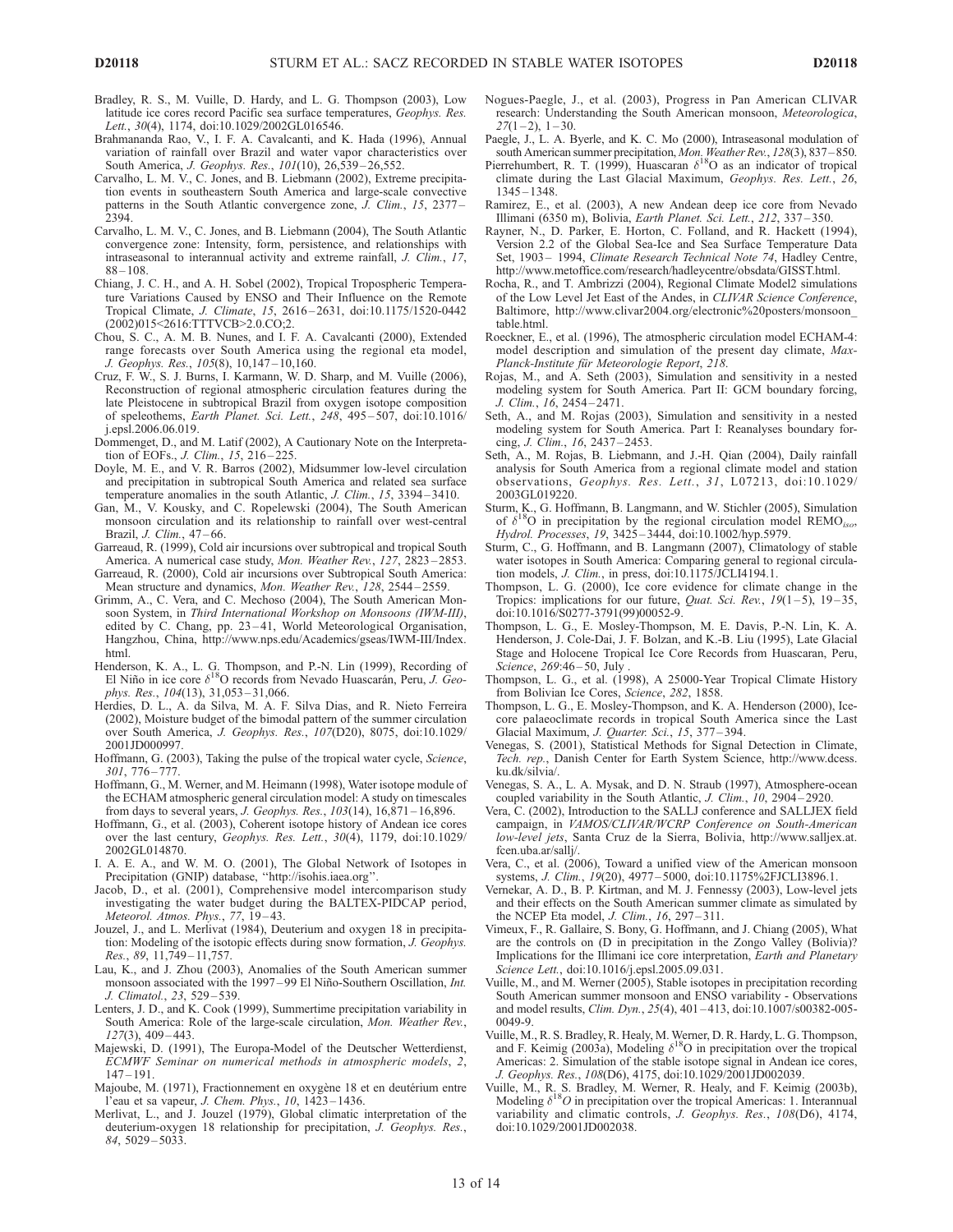Bradley, R. S., M. Vuille, D. Hardy, and L. G. Thompson (2003), Low latitude ice cores record Pacific sea surface temperatures, *Geophys. Res. Lett.*, *30*(4), 1174, doi:10.1029/2002GL016546.

Brahmananda Rao, V., I. F. A. Cavalcanti, and K. Hada (1996), Annual variation of rainfall over Brazil and water vapor characteristics over South America, *J. Geophys. Res.*, *101*(10), 26,539–26,552.

Carvalho, L. M. V., C. Jones, and B. Liebmann (2002), Extreme precipitation events in southeastern South America and large-scale convective patterns in the South Atlantic convergence zone, *J. Clim.*, *15*, 2377–2394.

Carvalho, L. M. V., C. Jones, and B. Liebmann (2004), The South Atlantic convergence zone: Intensity, form, persistence, and relationships with intraseasonal to interannual activity and extreme rainfall, *J. Clim.*, *17*, 88–108.

Chiang, J. C. H., and A. H. Sobel (2002), Tropical Tropospheric Temperature Variations Caused by ENSO and Their Influence on the Remote Tropical Climate, *J. Climate*, *15*, 2616–2631, doi:10.1175/1520-0442(2002)015<2616:TTTVCB>2.0.CO;2.

Chou, S. C., A. M. B. Nunes, and I. F. A. Cavalcanti (2000), Extended range forecasts over South America using the regional eta model, *J. Geophys. Res.*, *105*(8), 10,147–10,160.

Cruz, F. W., S. J. Burns, I. Karmann, W. D. Sharp, and M. Vuille (2006), Reconstruction of regional atmospheric circulation features during the late Pleistocene in subtropical Brazil from oxygen isotope composition of speleothems, *Earth Planet. Sci. Lett.*, *248*, 495–507, doi:10.1016/j.epsl.2006.06.019.

Dommenget, D., and M. Latif (2002), A Cautionary Note on the Interpretation of EOFs., *J. Clim.*, *15*, 216–225.

Doyle, M. E., and V. R. Barros (2002), Midsummer low-level circulation and precipitation in subtropical South America and related sea surface temperature anomalies in the south Atlantic, *J. Clim.*, *15*, 3394–3410.

Gan, M., V. Kousky, and C. Ropelewski (2004), The South American monsoon circulation and its relationship to rainfall over west-central Brazil, *J. Clim.*, 47–66.

Garreaud, R. (1999), Cold air incursions over subtropical and tropical South America. A numerical case study, *Mon. Weather Rev.*, *127*, 2823–2853.

Garreaud, R. (2000), Cold air incursions over Subtropical South America: Mean structure and dynamics, *Mon. Weather Rev.*, *128*, 2544–2559.

Grimm, A., C. Vera, and C. Mechoso (2004), The South American Monsoon System, in *Third International Workshop on Monsoons (IWM-III)*, edited by C. Chang, pp. 23–41, World Meteorological Organisation, Hangzhou, China, http://www.nps.edu/Academics/gseas/IWM-III/Index.html.

Henderson, K. A., L. G. Thompson, and P.-N. Lin (1999), Recording of El Niño in ice core $\delta^{18}$O records from Nevado Huascarán, Peru, *J. Geophys. Res.*, *104*(13), 31,053–31,066.

Herdies, D. L., A. da Silva, M. A. F. Silva Dias, and R. Nieto Ferreira (2002), Moisture budget of the bimodal pattern of the summer circulation over South America, *J. Geophys. Res.*, *107*(D20), 8075, doi:10.1029/2001JD000997.

Hoffmann, G. (2003), Taking the pulse of the tropical water cycle, *Science*, *301*, 776–777.

Hoffmann, G., M. Werner, and M. Heimann (1998), Water isotope module of the ECHAM atmospheric general circulation model: A study on timescales from days to several years, *J. Geophys. Res.*, *103*(14), 16,871–16,896.

Hoffmann, G., et al. (2003), Coherent isotope history of Andean ice cores over the last century, *Geophys. Res. Lett.*, *30*(4), 1179, doi:10.1029/2002GL014870.

I. A. E. A., and W. M. O. (2001), The Global Network of Isotopes in Precipitation (GNIP) database, "http://isohis.iaea.org".

Jacob, D., et al. (2001), Comprehensive model intercomparison study investigating the water budget during the BALTEX-PIDCAP period, *Meteorol. Atmos. Phys.*, *77*, 19–43.

Jouzel, J., and L. Merlivat (1984), Deuterium and oxygen 18 in precipitation: Modeling of the isotopic effects during snow formation, *J. Geophys. Res.*, *89*, 11,749–11,757.

Lau, K., and J. Zhou (2003), Anomalies of the South American summer monsoon associated with the 1997–99 El Niño-Southern Oscillation, *Int. J. Climatol.*, *23*, 529–539.

Lenters, J. D., and K. Cook (1999), Summertime precipitation variability in South America: Role of the large-scale circulation, *Mon. Weather Rev.*, *127*(3), 409–443.

Majewski, D. (1991), The Europa-Model of the Deutscher Wetterdienst, *ECMWF Seminar on numerical methods in atmospheric models*, *2*, 147–191.

Majoube, M. (1971), Fractionnement en oxygène 18 et en deutérium entre l'eau et sa vapeur, *J. Chem. Phys.*, *10*, 1423–1436.

Merlivat, L., and J. Jouzel (1979), Global climatic interpretation of the deuterium-oxygen 18 relationship for precipitation, *J. Geophys. Res.*, *84*, 5029–5033.

Nogues-Paegle, J., et al. (2003), Progress in Pan American CLIVAR research: Understanding the South American monsoon, *Meteorologica*, *27*(1–2), 1–30.

Paegle, J., L. A. Byerle, and K. C. Mo (2000), Intraseasonal modulation of south American summer precipitation, *Mon. Weather Rev.*, *128*(3), 837–850.

Pierrehumbert, R. T. (1999), Huascaran $\delta^{18}$O as an indicator of tropical climate during the Last Glacial Maximum, *Geophys. Res. Lett.*, *26*, 1345–1348.

Ramirez, E., et al. (2003), A new Andean deep ice core from Nevado Illimani (6350 m), Bolivia, *Earth Planet. Sci. Lett.*, *212*, 337–350.

Rayner, N., D. Parker, E. Horton, C. Folland, and R. Hackett (1994), Version 2.2 of the Global Sea-Ice and Sea Surface Temperature Data Set, 1903– 1994, *Climate Research Technical Note 74*, Hadley Centre, http://www.metoffice.com/research/hadleycentre/obsdata/GISST.html.

Rocha, R., and T. Ambrizzi (2004), Regional Climate Model2 simulations of the Low Level Jet East of the Andes, in *CLIVAR Science Conference*, Baltimore, http://www.clivar2004.org/electronic%20posters/monsoon_table.html.

Roeckner, E., et al. (1996), The atmospheric circulation model ECHAM-4: model description and simulation of the present day climate, *Max-Planck-Institute für Meteorologie Report*, *218*.

Rojas, M., and A. Seth (2003), Simulation and sensitivity in a nested modeling system for South America. Part II: GCM boundary forcing, *J. Clim.*, *16*, 2454–2471.

Seth, A., and M. Rojas (2003), Simulation and sensitivity in a nested modeling system for South America. Part I: Reanalyses boundary forcing, *J. Clim.*, *16*, 2437–2453.

Seth, A., M. Rojas, B. Liebmann, and J.-H. Qian (2004), Daily rainfall analysis for South America from a regional climate model and station observations, *Geophys. Res. Lett.*, *31*, L07213, doi:10.1029/2003GL019220.

Sturm, K., G. Hoffmann, B. Langmann, and W. Stichler (2005), Simulation of $\delta^{18}$O in precipitation by the regional circulation model REMO$_{iso}$, *Hydrol. Processes*, *19*, 3425–3444, doi:10.1002/hyp.5979.

Sturm, C., G. Hoffmann, and B. Langmann (2007), Climatology of stable water isotopes in South America: Comparing general to regional circulation models, *J. Clim.*, in press, doi:10.1175/JCLI4194.1.

Thompson, L. G. (2000), Ice core evidence for climate change in the Tropics: implications for our future, *Quat. Sci. Rev.*, *19*(1–5), 19–35, doi:10.1016/S0277-3791(99)00052-9.

Thompson, L. G., E. Mosley-Thompson, M. E. Davis, P.-N. Lin, K. A. Henderson, J. Cole-Dai, J. F. Bolzan, and K.-B. Liu (1995), Late Glacial Stage and Holocene Tropical Ice Core Records from Huascaran, Peru, *Science*, *269*:46–50, July .

Thompson, L. G., et al. (1998), A 25000-Year Tropical Climate History from Bolivian Ice Cores, *Science*, *282*, 1858.

Thompson, L. G., E. Mosley-Thompson, and K. A. Henderson (2000), Ice-core palaeoclimate records in tropical South America since the Last Glacial Maximum, *J. Quarter. Sci.*, *15*, 377–394.

Venegas, S. (2001), Statistical Methods for Signal Detection in Climate, *Tech. rep.*, Danish Center for Earth System Science, http://www.dcess.ku.dk/silvia/.

Venegas, S. A., L. A. Mysak, and D. N. Straub (1997), Atmosphere-ocean coupled variability in the South Atlantic, *J. Clim.*, *10*, 2904–2920.

Vera, C. (2002), Introduction to the SALLJ conference and SALLJEX field campaign, in *VAMOS/CLIVAR/WCRP Conference on South-American low-level jets*, Santa Cruz de la Sierra, Bolivia, http://www.salljex.at.fcen.uba.ar/sallj/.

Vera, C., et al. (2006), Toward a unified view of the American monsoon systems, *J. Clim.*, *19*(20), 4977–5000, doi:10.1175%2FJCLI3896.1.

Vernekar, A. D., B. P. Kirtman, and M. J. Fennessy (2003), Low-level jets and their effects on the South American summer climate as simulated by the NCEP Eta model, *J. Clim.*, *16*, 297–311.

Vimeux, F., R. Gallaire, S. Bony, G. Hoffmann, and J. Chiang (2005), What are the controls on (D in precipitation in the Zongo Valley (Bolivia)? Implications for the Illimani ice core interpretation, *Earth and Planetary Science Lett.*, doi:10.1016/j.epsl.2005.09.031.

Vuille, M., and M. Werner (2005), Stable isotopes in precipitation recording South American summer monsoon and ENSO variability - Observations and model results, *Clim. Dyn.*, *25*(4), 401–413, doi:10.1007/s00382-005-0049-9.

Vuille, M., R. S. Bradley, R. Healy, M. Werner, D. R. Hardy, L. G. Thompson, and F. Keimig (2003a), Modeling $\delta^{18}$O in precipitation over the tropical Americas: 2. Simulation of the stable isotope signal in Andean ice cores, *J. Geophys. Res.*, *108*(D6), 4175, doi:10.1029/2001JD002039.

Vuille, M., R. S. Bradley, M. Werner, R. Healy, and F. Keimig (2003b), Modeling $\delta^{18}O$ in precipitation over the tropical Americas: 1. Interannual variability and climatic controls, *J. Geophys. Res.*, *108*(D6), 4174, doi:10.1029/2001JD002038.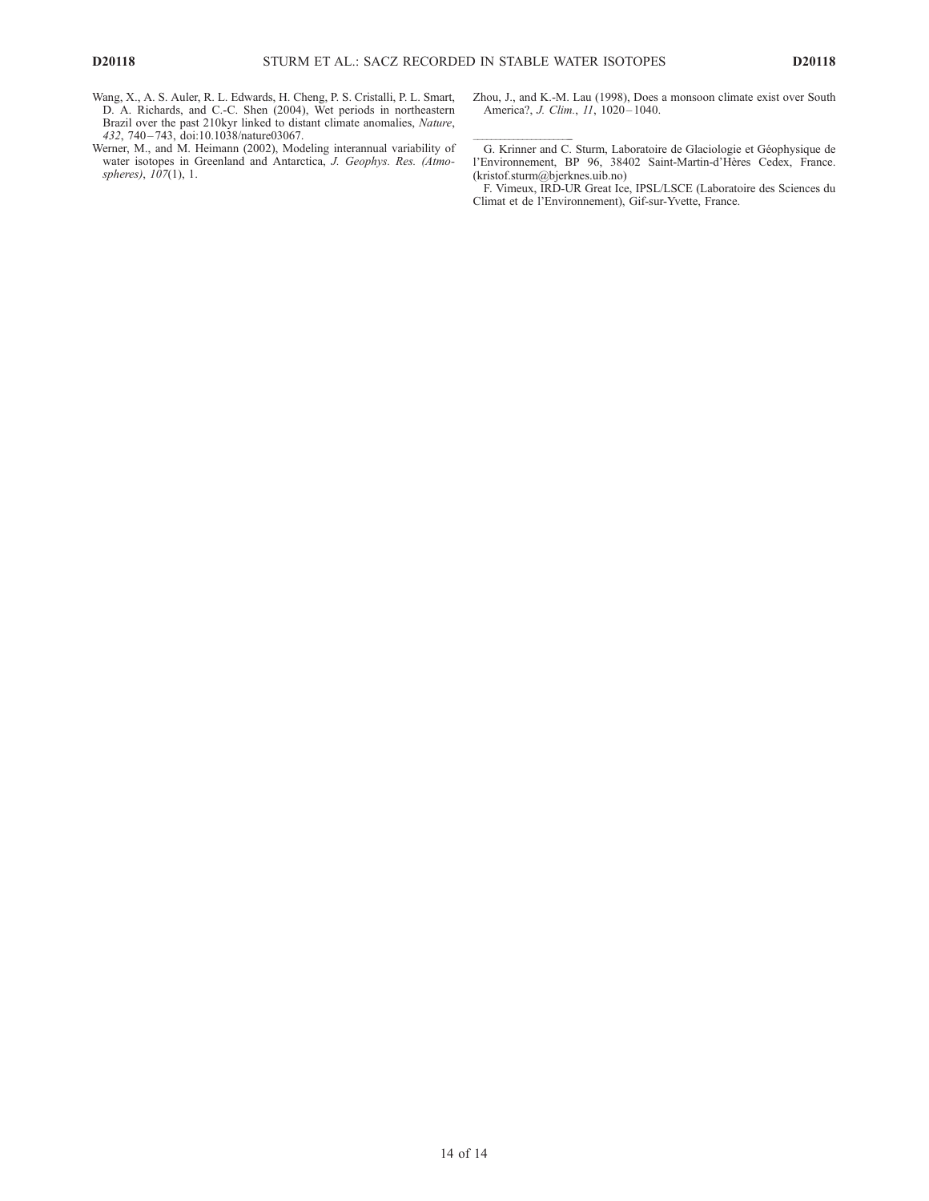Wang, X., A. S. Auler, R. L. Edwards, H. Cheng, P. S. Cristalli, P. L. Smart, D. A. Richards, and C.-C. Shen (2004), Wet periods in northeastern Brazil over the past 210kyr linked to distant climate anomalies, *Nature*, *432*, 740–743, doi:10.1038/nature03067.

Werner, M., and M. Heimann (2002), Modeling interannual variability of water isotopes in Greenland and Antarctica, *J. Geophys. Res. (Atmospheres)*, *107*(1), 1.

Zhou, J., and K.-M. Lau (1998), Does a monsoon climate exist over South America?, *J. Clim.*, *11*, 1020–1040.

---

G. Krinner and C. Sturm, Laboratoire de Glaciologie et Géophysique de l'Environnement, BP 96, 38402 Saint-Martin-d'Hères Cedex, France. (kristof.sturm@bjerknes.uib.no)

F. Vimeux, IRD-UR Great Ice, IPSL/LSCE (Laboratoire des Sciences du Climat et de l'Environnement), Gif-sur-Yvette, France.